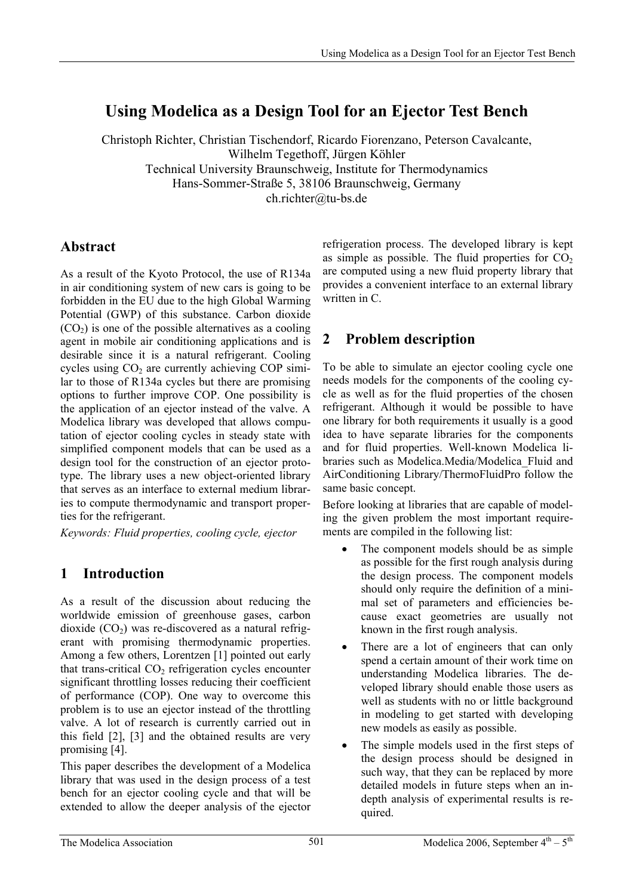# Using Modelica as a Design Tool for an Ejector Test Bench

Christoph Richter, Christian Tischendorf, Ricardo Fiorenzano, Peterson Cavalcante, Wilhelm Tegethoff, Jürgen Köhler
Technical University Braunschweig, Institute for Thermodynamics
Hans-Sommer-Straße 5, 38106 Braunschweig, Germany
ch.richter@tu-bs.de

## Abstract

As a result of the Kyoto Protocol, the use of R134a in air conditioning system of new cars is going to be forbidden in the EU due to the high Global Warming Potential (GWP) of this substance. Carbon dioxide ($CO_2$) is one of the possible alternatives as a cooling agent in mobile air conditioning applications and is desirable since it is a natural refrigerant. Cooling cycles using $CO_2$ are currently achieving COP similar to those of R134a cycles but there are promising options to further improve COP. One possibility is the application of an ejector instead of the valve. A Modelica library was developed that allows computation of ejector cooling cycles in steady state with simplified component models that can be used as a design tool for the construction of an ejector prototype. The library uses a new object-oriented library that serves as an interface to external medium libraries to compute thermodynamic and transport properties for the refrigerant.

*Keywords: Fluid properties, cooling cycle, ejector*

## 1 Introduction

As a result of the discussion about reducing the worldwide emission of greenhouse gases, carbon dioxide ($CO_2$) was re-discovered as a natural refrigerant with promising thermodynamic properties. Among a few others, Lorentzen [1] pointed out early that trans-critical $CO_2$ refrigeration cycles encounter significant throttling losses reducing their coefficient of performance (COP). One way to overcome this problem is to use an ejector instead of the throttling valve. A lot of research is currently carried out in this field [2], [3] and the obtained results are very promising [4].

This paper describes the development of a Modelica library that was used in the design process of a test bench for an ejector cooling cycle and that will be extended to allow the deeper analysis of the ejector refrigeration process. The developed library is kept as simple as possible. The fluid properties for $CO_2$ are computed using a new fluid property library that provides a convenient interface to an external library written in C.

## 2 Problem description

To be able to simulate an ejector cooling cycle one needs models for the components of the cooling cycle as well as for the fluid properties of the chosen refrigerant. Although it would be possible to have one library for both requirements it usually is a good idea to have separate libraries for the components and for fluid properties. Well-known Modelica libraries such as Modelica.Media/Modelica_Fluid and AirConditioning Library/ThermoFluidPro follow the same basic concept.

Before looking at libraries that are capable of modeling the given problem the most important requirements are compiled in the following list:

- The component models should be as simple as possible for the first rough analysis during the design process. The component models should only require the definition of a minimal set of parameters and efficiencies because exact geometries are usually not known in the first rough analysis.
- There are a lot of engineers that can only spend a certain amount of their work time on understanding Modelica libraries. The developed library should enable those users as well as students with no or little background in modeling to get started with developing new models as easily as possible.
- The simple models used in the first steps of the design process should be designed in such way, that they can be replaced by more detailed models in future steps when an in-depth analysis of experimental results is required.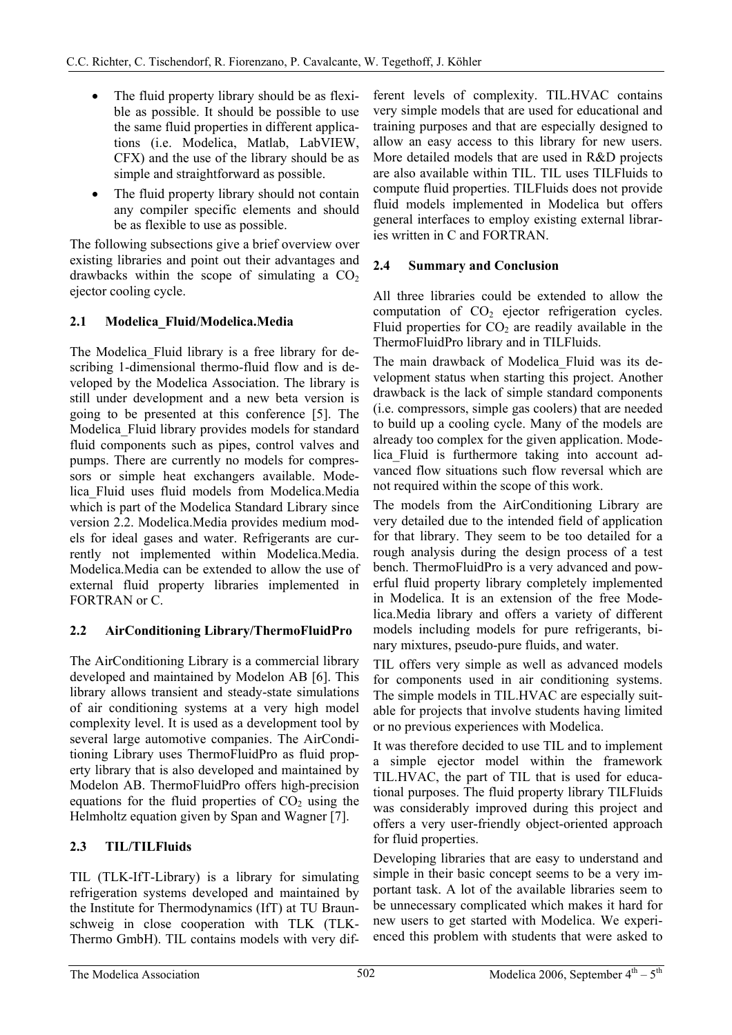- The fluid property library should be as flexible as possible. It should be possible to use the same fluid properties in different applications (i.e. Modelica, Matlab, LabVIEW, CFX) and the use of the library should be as simple and straightforward as possible.
- The fluid property library should not contain any compiler specific elements and should be as flexible to use as possible.

The following subsections give a brief overview over existing libraries and point out their advantages and drawbacks within the scope of simulating a $CO_2$ ejector cooling cycle.

### 2.1 Modelica_Fluid/Modelica.Media

The Modelica_Fluid library is a free library for describing 1-dimensional thermo-fluid flow and is developed by the Modelica Association. The library is still under development and a new beta version is going to be presented at this conference [5]. The Modelica_Fluid library provides models for standard fluid components such as pipes, control valves and pumps. There are currently no models for compressors or simple heat exchangers available. Modelica_Fluid uses fluid models from Modelica.Media which is part of the Modelica Standard Library since version 2.2. Modelica.Media provides medium models for ideal gases and water. Refrigerants are currently not implemented within Modelica.Media. Modelica.Media can be extended to allow the use of external fluid property libraries implemented in FORTRAN or C.

### 2.2 AirConditioning Library/ThermoFluidPro

The AirConditioning Library is a commercial library developed and maintained by Modelon AB [6]. This library allows transient and steady-state simulations of air conditioning systems at a very high model complexity level. It is used as a development tool by several large automotive companies. The AirConditioning Library uses ThermoFluidPro as fluid property library that is also developed and maintained by Modelon AB. ThermoFluidPro offers high-precision equations for the fluid properties of $CO_2$ using the Helmholtz equation given by Span and Wagner [7].

### 2.3 TIL/TILFluids

TIL (TLK-IfT-Library) is a library for simulating refrigeration systems developed and maintained by the Institute for Thermodynamics (IfT) at TU Braunschweig in close cooperation with TLK (TLK-Thermo GmbH). TIL contains models with very different levels of complexity. TIL.HVAC contains very simple models that are used for educational and training purposes and that are especially designed to allow an easy access to this library for new users. More detailed models that are used in R&D projects are also available within TIL. TIL uses TILFluids to compute fluid properties. TILFluids does not provide fluid models implemented in Modelica but offers general interfaces to employ existing external libraries written in C and FORTRAN.

### 2.4 Summary and Conclusion

All three libraries could be extended to allow the computation of $CO_2$ ejector refrigeration cycles. Fluid properties for $CO_2$ are readily available in the ThermoFluidPro library and in TILFluids.

The main drawback of Modelica_Fluid was its development status when starting this project. Another drawback is the lack of simple standard components (i.e. compressors, simple gas coolers) that are needed to build up a cooling cycle. Many of the models are already too complex for the given application. Modelica_Fluid is furthermore taking into account advanced flow situations such flow reversal which are not required within the scope of this work.

The models from the AirConditioning Library are very detailed due to the intended field of application for that library. They seem to be too detailed for a rough analysis during the design process of a test bench. ThermoFluidPro is a very advanced and powerful fluid property library completely implemented in Modelica. It is an extension of the free Modelica.Media library and offers a variety of different models including models for pure refrigerants, binary mixtures, pseudo-pure fluids, and water.

TIL offers very simple as well as advanced models for components used in air conditioning systems. The simple models in TIL.HVAC are especially suitable for projects that involve students having limited or no previous experiences with Modelica.

It was therefore decided to use TIL and to implement a simple ejector model within the framework TIL.HVAC, the part of TIL that is used for educational purposes. The fluid property library TILFluids was considerably improved during this project and offers a very user-friendly object-oriented approach for fluid properties.

Developing libraries that are easy to understand and simple in their basic concept seems to be a very important task. A lot of the available libraries seem to be unnecessary complicated which makes it hard for new users to get started with Modelica. We experienced this problem with students that were asked to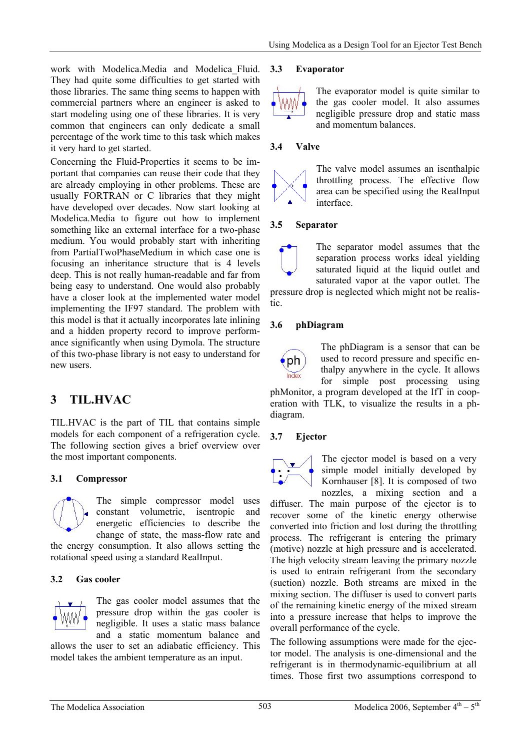work with Modelica.Media and Modelica_Fluid. They had quite some difficulties to get started with those libraries. The same thing seems to happen with commercial partners where an engineer is asked to start modeling using one of these libraries. It is very common that engineers can only dedicate a small percentage of the work time to this task which makes it very hard to get started.

Concerning the Fluid-Properties it seems to be important that companies can reuse their code that they are already employing in other problems. These are usually FORTRAN or C libraries that they might have developed over decades. Now start looking at Modelica.Media to figure out how to implement something like an external interface for a two-phase medium. You would probably start with inheriting from PartialTwoPhaseMedium in which case one is focusing an inheritance structure that is 4 levels deep. This is not really human-readable and far from being easy to understand. One would also probably have a closer look at the implemented water model implementing the IF97 standard. The problem with this model is that it actually incorporates late inlining and a hidden property record to improve performance significantly when using Dymola. The structure of this two-phase library is not easy to understand for new users.

# 3 TIL.HVAC

TIL.HVAC is the part of TIL that contains simple models for each component of a refrigeration cycle. The following section gives a brief overview over the most important components.

## 3.1 Compressor

The simple compressor model uses constant volumetric, isentropic and energetic efficiencies to describe the change of state, the mass-flow rate and the energy consumption. It also allows setting the rotational speed using a standard RealInput.

## 3.2 Gas cooler

The gas cooler model assumes that the pressure drop within the gas cooler is negligible. It uses a static mass balance and a static momentum balance and allows the user to set an adiabatic efficiency. This model takes the ambient temperature as an input.

## 3.3 Evaporator

The evaporator model is quite similar to the gas cooler model. It also assumes negligible pressure drop and static mass and momentum balances.

## 3.4 Valve

The valve model assumes an isenthalpic throttling process. The effective flow area can be specified using the RealInput interface.

## 3.5 Separator

The separator model assumes that the separation process works ideal yielding saturated liquid at the liquid outlet and saturated vapor at the vapor outlet. The pressure drop is neglected which might not be realistic.

## 3.6 phDiagram

The phDiagram is a sensor that can be used to record pressure and specific enthalpy anywhere in the cycle. It allows for simple post processing using phMonitor, a program developed at the IfT in cooperation with TLK, to visualize the results in a ph-diagram.

## 3.7 Ejector

The ejector model is based on a very simple model initially developed by Kornhauser [8]. It is composed of two nozzles, a mixing section and a diffuser. The main purpose of the ejector is to recover some of the kinetic energy otherwise converted into friction and lost during the throttling process. The refrigerant is entering the primary (motive) nozzle at high pressure and is accelerated. The high velocity stream leaving the primary nozzle is used to entrain refrigerant from the secondary (suction) nozzle. Both streams are mixed in the mixing section. The diffuser is used to convert parts of the remaining kinetic energy of the mixed stream into a pressure increase that helps to improve the overall performance of the cycle.

The following assumptions were made for the ejector model. The analysis is one-dimensional and the refrigerant is in thermodynamic-equilibrium at all times. Those first two assumptions correspond to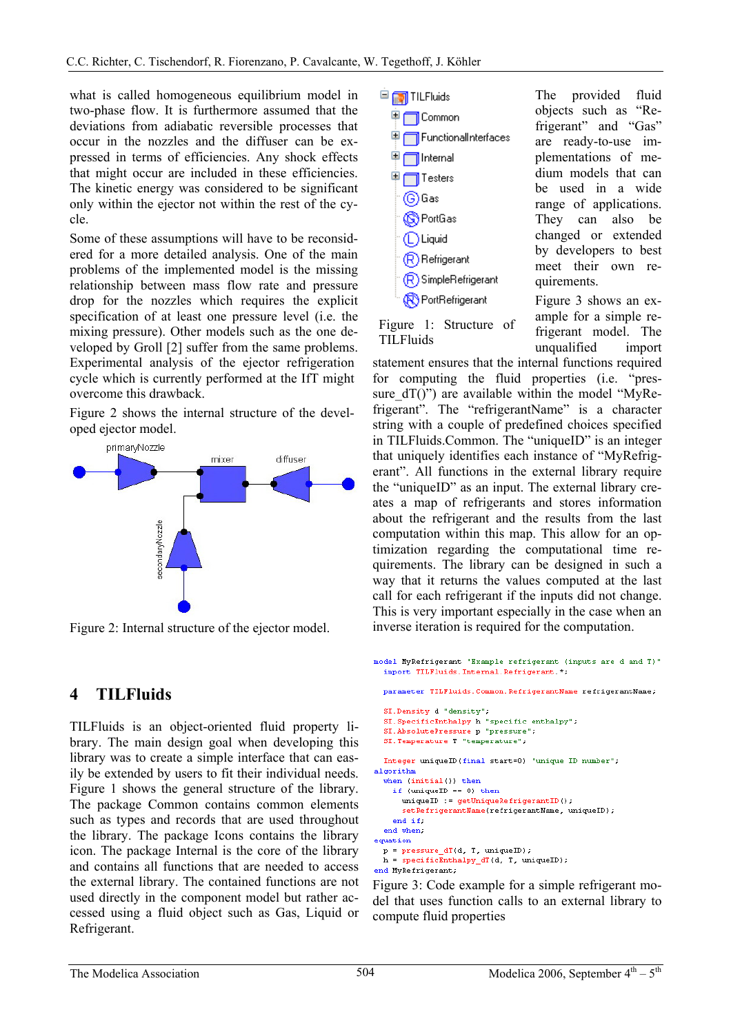what is called homogeneous equilibrium model in two-phase flow. It is furthermore assumed that the deviations from adiabatic reversible processes that occur in the nozzles and the diffuser can be expressed in terms of efficiencies. Any shock effects that might occur are included in these efficiencies. The kinetic energy was considered to be significant only within the ejector not within the rest of the cycle.

Some of these assumptions will have to be reconsidered for a more detailed analysis. One of the main problems of the implemented model is the missing relationship between mass flow rate and pressure drop for the nozzles which requires the explicit specification of at least one pressure level (i.e. the mixing pressure). Other models such as the one developed by Groll [2] suffer from the same problems. Experimental analysis of the ejector refrigeration cycle which is currently performed at the IfT might overcome this drawback.

Figure 2 shows the internal structure of the developed ejector model.

Figure 2: Internal structure of the ejector model.

## 4 TILFluids

TILFluids is an object-oriented fluid property library. The main design goal when developing this library was to create a simple interface that can easily be extended by users to fit their individual needs. Figure 1 shows the general structure of the library. The package Common contains common elements such as types and records that are used throughout the library. The package Icons contains the library icon. The package Internal is the core of the library and contains all functions that are needed to access the external library. The contained functions are not used directly in the component model but rather accessed using a fluid object such as Gas, Liquid or Refrigerant.

Figure 1: Structure of TILFluids

The provided fluid objects such as "Refrigerant" and "Gas" are ready-to-use implementations of medium models that can be used in a wide range of applications. They can also be changed or extended by developers to best meet their own requirements.

Figure 3 shows an example for a simple refrigerant model. The unqualified import statement ensures that the internal functions required for computing the fluid properties (i.e. "pressure_dT()") are available within the model "MyRefrigerant". The "refrigerantName" is a character string with a couple of predefined choices specified in TILFluids.Common. The "uniqueID" is an integer that uniquely identifies each instance of "MyRefrigerant". All functions in the external library require the "uniqueID" as an input. The external library creates a map of refrigerants and stores information about the refrigerant and the results from the last computation within this map. This allow for an optimization regarding the computational time requirements. The library can be designed in such a way that it returns the values computed at the last call for each refrigerant if the inputs did not change. This is very important especially in the case when an inverse iteration is required for the computation.

```
model MyRefrigerant 'Example refrigerant (inputs are d and T)"
  import TILFluids.Internal.Refrigerant.*;

  parameter TILFluids.Common.RefrigerantName refrigerantName;

  SI.Density d "density";
  SI.SpecificEnthalpy h "specific enthalpy";
  SI.AbsolutePressure p "pressure";
  SI.Temperature T "temperature";

  Integer uniqueID(final start=0) 'unique ID number";
algorithm
  when (initial()) then
    if (uniqueID == 0) then
      uniqueID := getUniqueRefrigerantID();
      setRefrigerantName(refrigerantName, uniqueID);
    end if;
  end when;
equation
  p = pressure_dT(d, T, uniqueID);
  h = specificEnthalpy_dT(d, T, uniqueID);
end MyRefrigerant;
```

Figure 3: Code example for a simple refrigerant model that uses function calls to an external library to compute fluid properties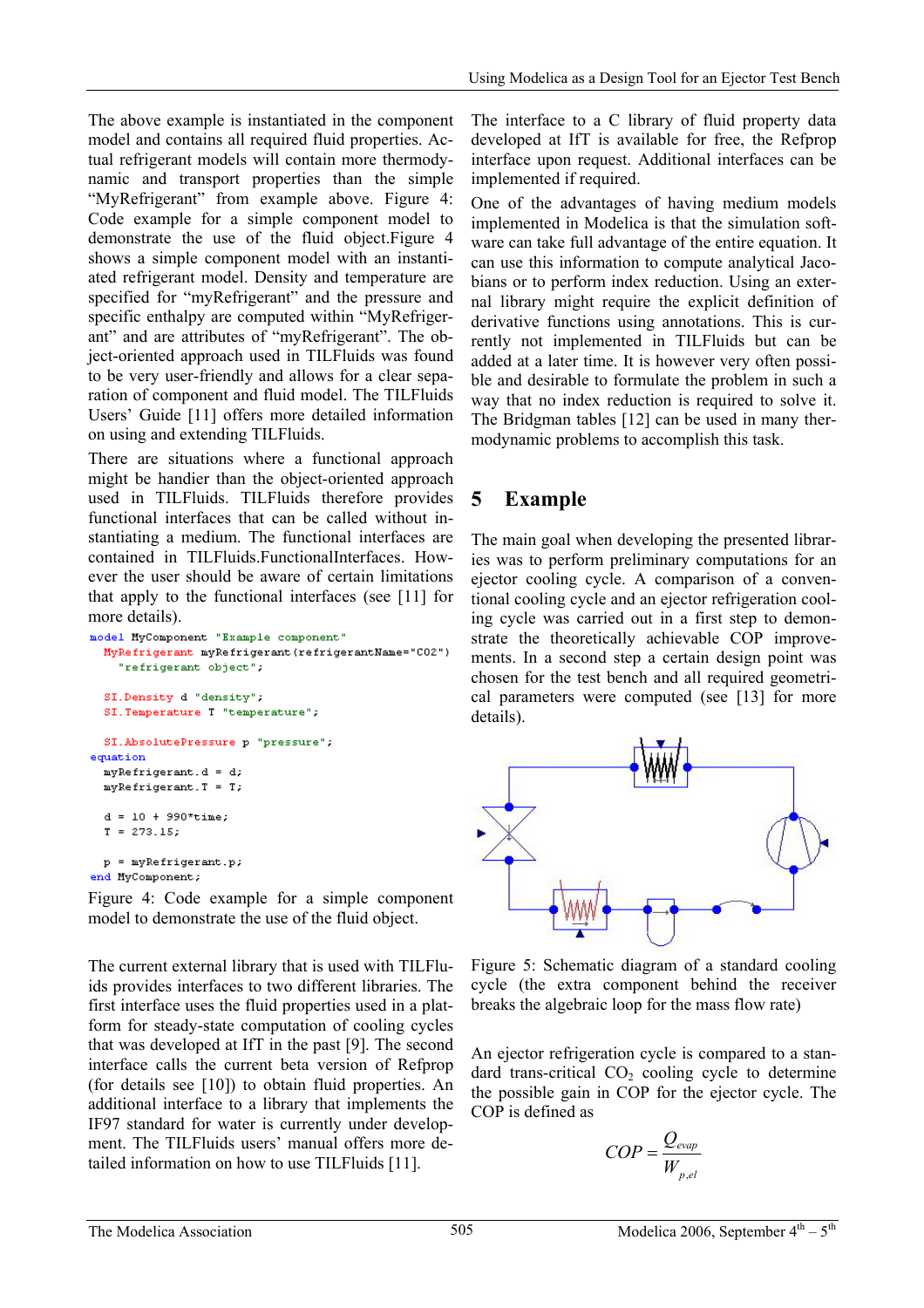The above example is instantiated in the component model and contains all required fluid properties. Actual refrigerant models will contain more thermodynamic and transport properties than the simple “MyRefrigerant” from example above. Figure 4: Code example for a simple component model to demonstrate the use of the fluid object.Figure 4 shows a simple component model with an instantiated refrigerant model. Density and temperature are specified for “myRefrigerant” and the pressure and specific enthalpy are computed within “MyRefrigerant” and are attributes of “myRefrigerant”. The object-oriented approach used in TILFluids was found to be very user-friendly and allows for a clear separation of component and fluid model. The TILFluids Users' Guide [11] offers more detailed information on using and extending TILFluids.

There are situations where a functional approach might be handier than the object-oriented approach used in TILFluids. TILFluids therefore provides functional interfaces that can be called without instantiating a medium. The functional interfaces are contained in TILFluids.FunctionalInterfaces. However the user should be aware of certain limitations that apply to the functional interfaces (see [11] for more details).

```
model MyComponent "Example component"
  MyRefrigerant myRefrigerant(refrigerantName="CO2")
    "refrigerant object";

  SI.Density d "density";
  SI.Temperature T "temperature";

  SI.AbsolutePressure p "pressure";
equation
  myRefrigerant.d = d;
  myRefrigerant.T = T;

  d = 10 + 990*time;
  T = 273.15;

  p = myRefrigerant.p;
end MyComponent;
```

Figure 4: Code example for a simple component model to demonstrate the use of the fluid object.

The current external library that is used with TILFluids provides interfaces to two different libraries. The first interface uses the fluid properties used in a platform for steady-state computation of cooling cycles that was developed at IfT in the past [9]. The second interface calls the current beta version of Refprop (for details see [10]) to obtain fluid properties. An additional interface to a library that implements the IF97 standard for water is currently under development. The TILFluids users' manual offers more detailed information on how to use TILFluids [11].

The interface to a C library of fluid property data developed at IfT is available for free, the Refprop interface upon request. Additional interfaces can be implemented if required.

One of the advantages of having medium models implemented in Modelica is that the simulation software can take full advantage of the entire equation. It can use this information to compute analytical Jacobians or to perform index reduction. Using an external library might require the explicit definition of derivative functions using annotations. This is currently not implemented in TILFluids but can be added at a later time. It is however very often possible and desirable to formulate the problem in such a way that no index reduction is required to solve it. The Bridgman tables [12] can be used in many thermodynamic problems to accomplish this task.

## 5 Example

The main goal when developing the presented libraries was to perform preliminary computations for an ejector cooling cycle. A comparison of a conventional cooling cycle and an ejector refrigeration cooling cycle was carried out in a first step to demonstrate the theoretically achievable COP improvements. In a second step a certain design point was chosen for the test bench and all required geometrical parameters were computed (see [13] for more details).

Figure 5: Schematic diagram of a standard cooling cycle (the extra component behind the receiver breaks the algebraic loop for the mass flow rate)

An ejector refrigeration cycle is compared to a standard trans-critical $CO_2$ cooling cycle to determine the possible gain in COP for the ejector cycle. The COP is defined as

$$COP = \frac{Q_{evap}}{W_{p,el}}$$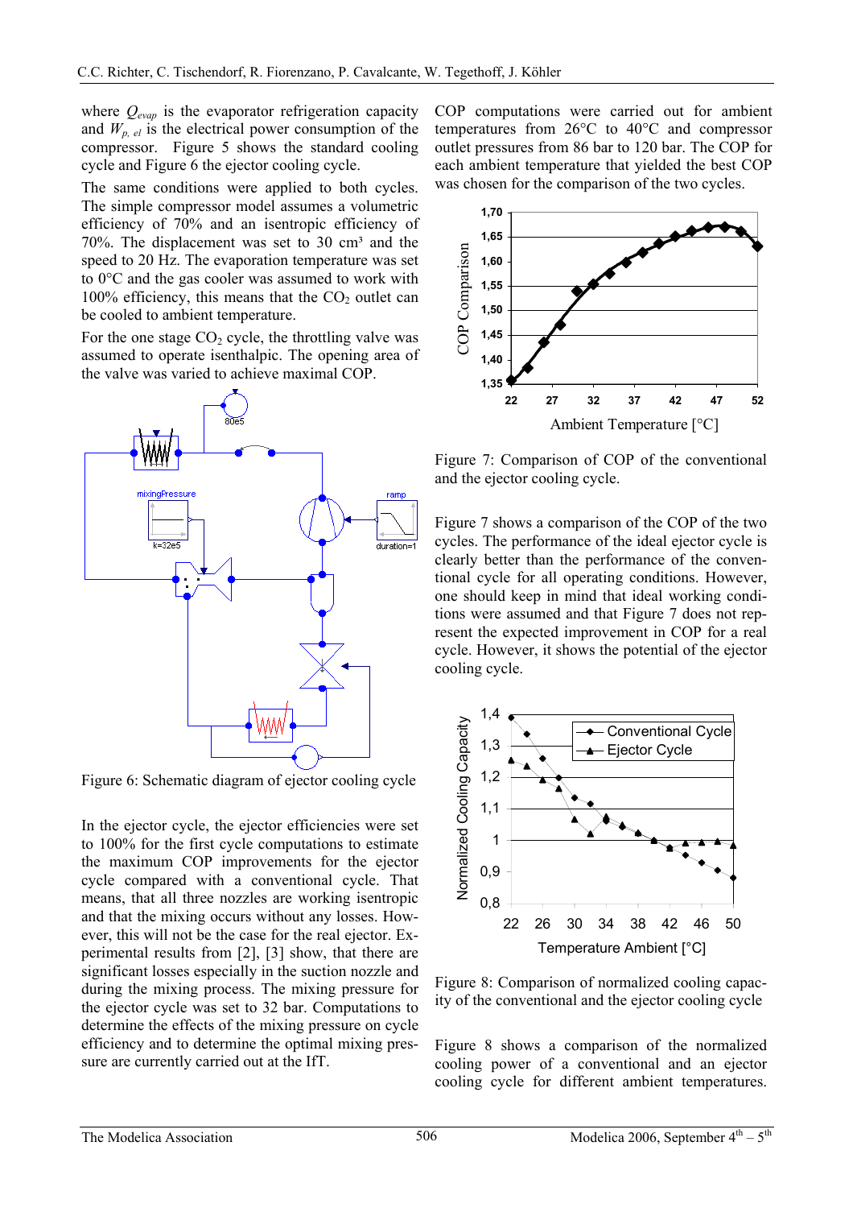where $Q_{evap}$ is the evaporator refrigeration capacity and $W_{p,\,el}$ is the electrical power consumption of the compressor. Figure 5 shows the standard cooling cycle and Figure 6 the ejector cooling cycle.

The same conditions were applied to both cycles. The simple compressor model assumes a volumetric efficiency of 70% and an isentropic efficiency of 70%. The displacement was set to 30 cm³ and the speed to 20 Hz. The evaporation temperature was set to 0°C and the gas cooler was assumed to work with 100% efficiency, this means that the $CO_2$ outlet can be cooled to ambient temperature.

For the one stage $CO_2$ cycle, the throttling valve was assumed to operate isenthalpic. The opening area of the valve was varied to achieve maximal COP.

Figure 6: Schematic diagram of ejector cooling cycle

In the ejector cycle, the ejector efficiencies were set to 100% for the first cycle computations to estimate the maximum COP improvements for the ejector cycle compared with a conventional cycle. That means, that all three nozzles are working isentropic and that the mixing occurs without any losses. However, this will not be the case for the real ejector. Experimental results from [2], [3] show, that there are significant losses especially in the suction nozzle and during the mixing process. The mixing pressure for the ejector cycle was set to 32 bar. Computations to determine the effects of the mixing pressure on cycle efficiency and to determine the optimal mixing pressure are currently carried out at the IfT.

COP computations were carried out for ambient temperatures from 26°C to 40°C and compressor outlet pressures from 86 bar to 120 bar. The COP for each ambient temperature that yielded the best COP was chosen for the comparison of the two cycles.

Figure 7: Comparison of COP of the conventional and the ejector cooling cycle.

Figure 7 shows a comparison of the COP of the two cycles. The performance of the ideal ejector cycle is clearly better than the performance of the conventional cycle for all operating conditions. However, one should keep in mind that ideal working conditions were assumed and that Figure 7 does not represent the expected improvement in COP for a real cycle. However, it shows the potential of the ejector cooling cycle.

Figure 8: Comparison of normalized cooling capacity of the conventional and the ejector cooling cycle

Figure 8 shows a comparison of the normalized cooling power of a conventional and an ejector cooling cycle for different ambient temperatures.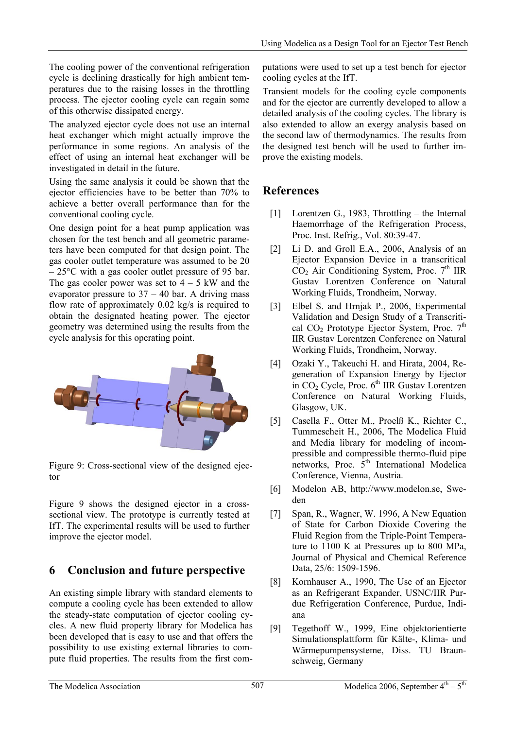The cooling power of the conventional refrigeration cycle is declining drastically for high ambient temperatures due to the raising losses in the throttling process. The ejector cooling cycle can regain some of this otherwise dissipated energy.

The analyzed ejector cycle does not use an internal heat exchanger which might actually improve the performance in some regions. An analysis of the effect of using an internal heat exchanger will be investigated in detail in the future.

Using the same analysis it could be shown that the ejector efficiencies have to be better than 70% to achieve a better overall performance than for the conventional cooling cycle.

One design point for a heat pump application was chosen for the test bench and all geometric parameters have been computed for that design point. The gas cooler outlet temperature was assumed to be 20 – 25°C with a gas cooler outlet pressure of 95 bar. The gas cooler power was set to 4 – 5 kW and the evaporator pressure to 37 – 40 bar. A driving mass flow rate of approximately 0.02 kg/s is required to obtain the designated heating power. The ejector geometry was determined using the results from the cycle analysis for this operating point.

Figure 9: Cross-sectional view of the designed ejector

Figure 9 shows the designed ejector in a cross-sectional view. The prototype is currently tested at IfT. The experimental results will be used to further improve the ejector model.

## 6 Conclusion and future perspective

An existing simple library with standard elements to compute a cooling cycle has been extended to allow the steady-state computation of ejector cooling cycles. A new fluid property library for Modelica has been developed that is easy to use and that offers the possibility to use existing external libraries to compute fluid properties. The results from the first computations were used to set up a test bench for ejector cooling cycles at the IfT.

Transient models for the cooling cycle components and for the ejector are currently developed to allow a detailed analysis of the cooling cycles. The library is also extended to allow an exergy analysis based on the second law of thermodynamics. The results from the designed test bench will be used to further improve the existing models.

## References

[1] Lorentzen G., 1983, Throttling – the Internal Haemorrhage of the Refrigeration Process, Proc. Inst. Refrig., Vol. 80:39-47.

[2] Li D. and Groll E.A., 2006, Analysis of an Ejector Expansion Device in a transcritical $CO_2$ Air Conditioning System, Proc. 7th IIR Gustav Lorentzen Conference on Natural Working Fluids, Trondheim, Norway.

[3] Elbel S. and Hrnjak P., 2006, Experimental Validation and Design Study of a Transcritical $CO_2$ Prototype Ejector System, Proc. 7th IIR Gustav Lorentzen Conference on Natural Working Fluids, Trondheim, Norway.

[4] Ozaki Y., Takeuchi H. and Hirata, 2004, Regeneration of Expansion Energy by Ejector in $CO_2$ Cycle, Proc. 6th IIR Gustav Lorentzen Conference on Natural Working Fluids, Glasgow, UK.

[5] Casella F., Otter M., Proelß K., Richter C., Tummescheit H., 2006, The Modelica Fluid and Media library for modeling of incompressible and compressible thermo-fluid pipe networks, Proc. 5th International Modelica Conference, Vienna, Austria.

[6] Modelon AB, http://www.modelon.se, Sweden

[7] Span, R., Wagner, W. 1996, A New Equation of State for Carbon Dioxide Covering the Fluid Region from the Triple-Point Temperature to 1100 K at Pressures up to 800 MPa, Journal of Physical and Chemical Reference Data, 25/6: 1509-1596.

[8] Kornhauser A., 1990, The Use of an Ejector as an Refrigerant Expander, USNC/IIR Purdue Refrigeration Conference, Purdue, Indiana

[9] Tegethoff W., 1999, Eine objektorientierte Simulationsplattform für Kälte-, Klima- und Wärmepumpensysteme, Diss. TU Braunschweig, Germany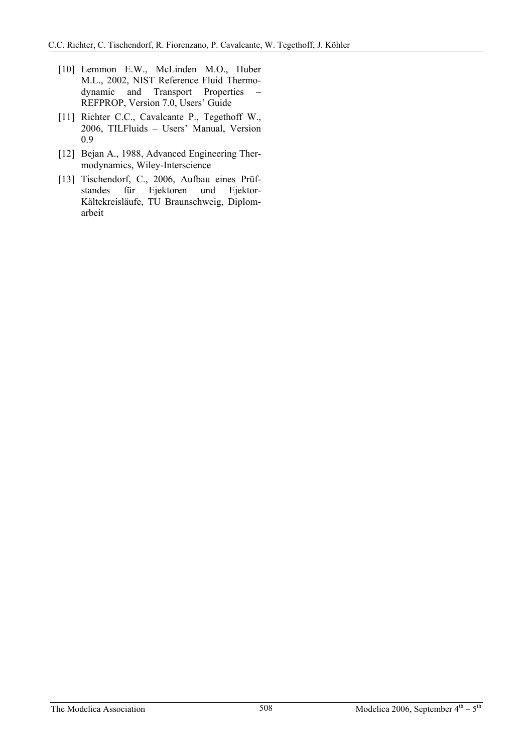[10] Lemmon E.W., McLinden M.O., Huber M.L., 2002, NIST Reference Fluid Thermodynamic and Transport Properties – REFPROP, Version 7.0, Users' Guide

[11] Richter C.C., Cavalcante P., Tegethoff W., 2006, TILFluids – Users' Manual, Version 0.9

[12] Bejan A., 1988, Advanced Engineering Thermodynamics, Wiley-Interscience

[13] Tischendorf, C., 2006, Aufbau eines Prüfstandes für Ejektoren und Ejektor-Kältekreisläufe, TU Braunschweig, Diplomarbeit